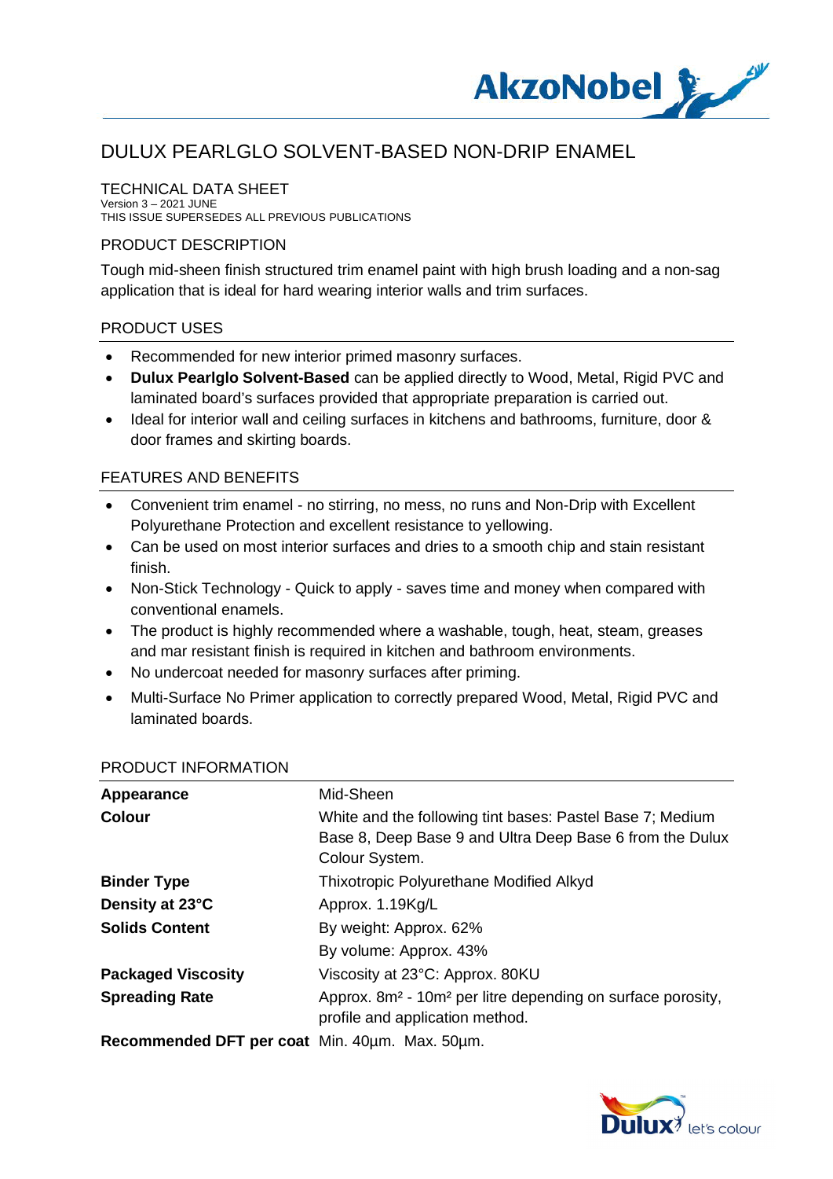# DULUX PEARLGLO SOLVENT-BASED NON-DRIP ENAMEL

TECHNICAL DATA SHEET
Version 3 – 2021 JUNE
THIS ISSUE SUPERSEDES ALL PREVIOUS PUBLICATIONS

## PRODUCT DESCRIPTION

Tough mid-sheen finish structured trim enamel paint with high brush loading and a non-sag application that is ideal for hard wearing interior walls and trim surfaces.

## PRODUCT USES

- Recommended for new interior primed masonry surfaces.
- **Dulux Pearlglo Solvent-Based** can be applied directly to Wood, Metal, Rigid PVC and laminated board's surfaces provided that appropriate preparation is carried out.
- Ideal for interior wall and ceiling surfaces in kitchens and bathrooms, furniture, door & door frames and skirting boards.

## FEATURES AND BENEFITS

- Convenient trim enamel - no stirring, no mess, no runs and Non-Drip with Excellent Polyurethane Protection and excellent resistance to yellowing.
- Can be used on most interior surfaces and dries to a smooth chip and stain resistant finish.
- Non-Stick Technology - Quick to apply - saves time and money when compared with conventional enamels.
- The product is highly recommended where a washable, tough, heat, steam, greases and mar resistant finish is required in kitchen and bathroom environments.
- No undercoat needed for masonry surfaces after priming.
- Multi-Surface No Primer application to correctly prepared Wood, Metal, Rigid PVC and laminated boards.

## PRODUCT INFORMATION

| | |
|---|---|
| **Appearance** | Mid-Sheen |
| **Colour** | White and the following tint bases: Pastel Base 7; Medium Base 8, Deep Base 9 and Ultra Deep Base 6 from the Dulux Colour System. |
| **Binder Type** | Thixotropic Polyurethane Modified Alkyd |
| **Density at 23°C** | Approx. 1.19Kg/L |
| **Solids Content** | By weight: Approx. 62% |
| | By volume: Approx. 43% |
| **Packaged Viscosity** | Viscosity at 23°C: Approx. 80KU |
| **Spreading Rate** | Approx. 8m² - 10m² per litre depending on surface porosity, profile and application method. |
| **Recommended DFT per coat** | Min. 40µm. Max. 50µm. |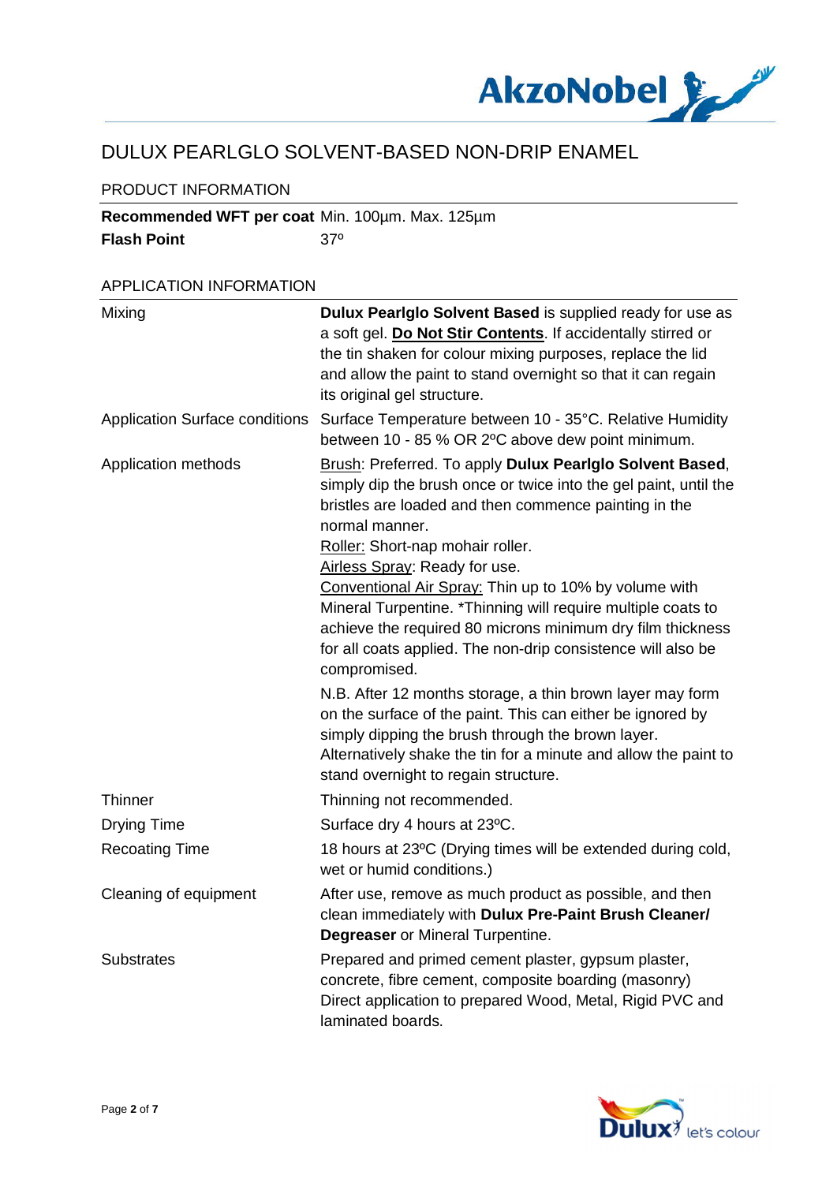# DULUX PEARLGLO SOLVENT-BASED NON-DRIP ENAMEL

## PRODUCT INFORMATION

| | |
|---|---|
| **Recommended WFT per coat** | Min. 100µm. Max. 125µm |
| **Flash Point** | 37º |

## APPLICATION INFORMATION

| | |
|---|---|
| Mixing | **Dulux Pearlglo Solvent Based** is supplied ready for use as a soft gel. **Do Not Stir Contents**. If accidentally stirred or the tin shaken for colour mixing purposes, replace the lid and allow the paint to stand overnight so that it can regain its original gel structure. |
| Application Surface conditions | Surface Temperature between 10 - 35°C. Relative Humidity between 10 - 85 % OR 2ºC above dew point minimum. |
| Application methods | Brush: Preferred. To apply **Dulux Pearlglo Solvent Based**, simply dip the brush once or twice into the gel paint, until the bristles are loaded and then commence painting in the normal manner.<br>Roller: Short-nap mohair roller.<br>Airless Spray: Ready for use.<br>Conventional Air Spray: Thin up to 10% by volume with Mineral Turpentine. *Thinning will require multiple coats to achieve the required 80 microns minimum dry film thickness for all coats applied. The non-drip consistence will also be compromised.<br><br>N.B. After 12 months storage, a thin brown layer may form on the surface of the paint. This can either be ignored by simply dipping the brush through the brown layer. Alternatively shake the tin for a minute and allow the paint to stand overnight to regain structure. |
| Thinner | Thinning not recommended. |
| Drying Time | Surface dry 4 hours at 23ºC. |
| Recoating Time | 18 hours at 23ºC (Drying times will be extended during cold, wet or humid conditions.) |
| Cleaning of equipment | After use, remove as much product as possible, and then clean immediately with **Dulux Pre-Paint Brush Cleaner/ Degreaser** or Mineral Turpentine. |
| Substrates | Prepared and primed cement plaster, gypsum plaster, concrete, fibre cement, composite boarding (masonry) Direct application to prepared Wood, Metal, Rigid PVC and laminated boards. |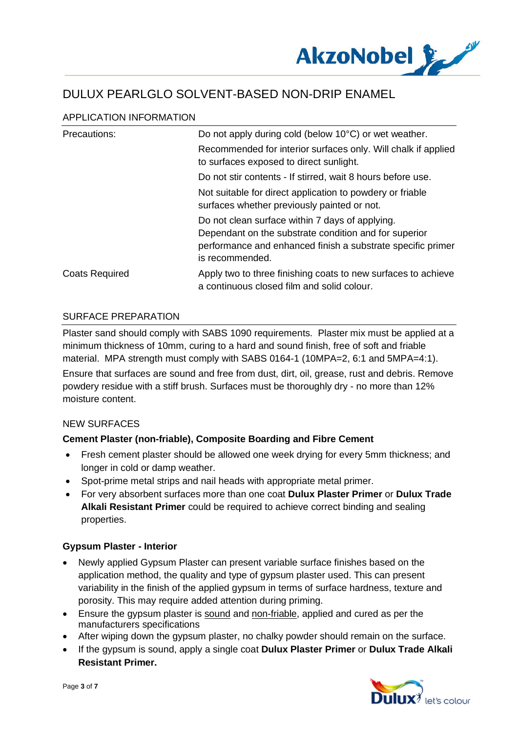# DULUX PEARLGLO SOLVENT-BASED NON-DRIP ENAMEL

## APPLICATION INFORMATION

| | |
|---|---|
| Precautions: | Do not apply during cold (below 10°C) or wet weather.<br>Recommended for interior surfaces only. Will chalk if applied to surfaces exposed to direct sunlight.<br>Do not stir contents - If stirred, wait 8 hours before use.<br>Not suitable for direct application to powdery or friable surfaces whether previously painted or not.<br>Do not clean surface within 7 days of applying.<br>Dependant on the substrate condition and for superior performance and enhanced finish a substrate specific primer is recommended. |
| Coats Required | Apply two to three finishing coats to new surfaces to achieve a continuous closed film and solid colour. |

## SURFACE PREPARATION

Plaster sand should comply with SABS 1090 requirements. Plaster mix must be applied at a minimum thickness of 10mm, curing to a hard and sound finish, free of soft and friable material. MPA strength must comply with SABS 0164-1 (10MPA=2, 6:1 and 5MPA=4:1).

Ensure that surfaces are sound and free from dust, dirt, oil, grease, rust and debris. Remove powdery residue with a stiff brush. Surfaces must be thoroughly dry - no more than 12% moisture content.

### NEW SURFACES

**Cement Plaster (non-friable), Composite Boarding and Fibre Cement**

- Fresh cement plaster should be allowed one week drying for every 5mm thickness; and longer in cold or damp weather.
- Spot-prime metal strips and nail heads with appropriate metal primer.
- For very absorbent surfaces more than one coat **Dulux Plaster Primer** or **Dulux Trade Alkali Resistant Primer** could be required to achieve correct binding and sealing properties.

**Gypsum Plaster - Interior**

- Newly applied Gypsum Plaster can present variable surface finishes based on the application method, the quality and type of gypsum plaster used. This can present variability in the finish of the applied gypsum in terms of surface hardness, texture and porosity. This may require added attention during priming.
- Ensure the gypsum plaster is sound and non-friable, applied and cured as per the manufacturers specifications
- After wiping down the gypsum plaster, no chalky powder should remain on the surface.
- If the gypsum is sound, apply a single coat **Dulux Plaster Primer** or **Dulux Trade Alkali Resistant Primer.**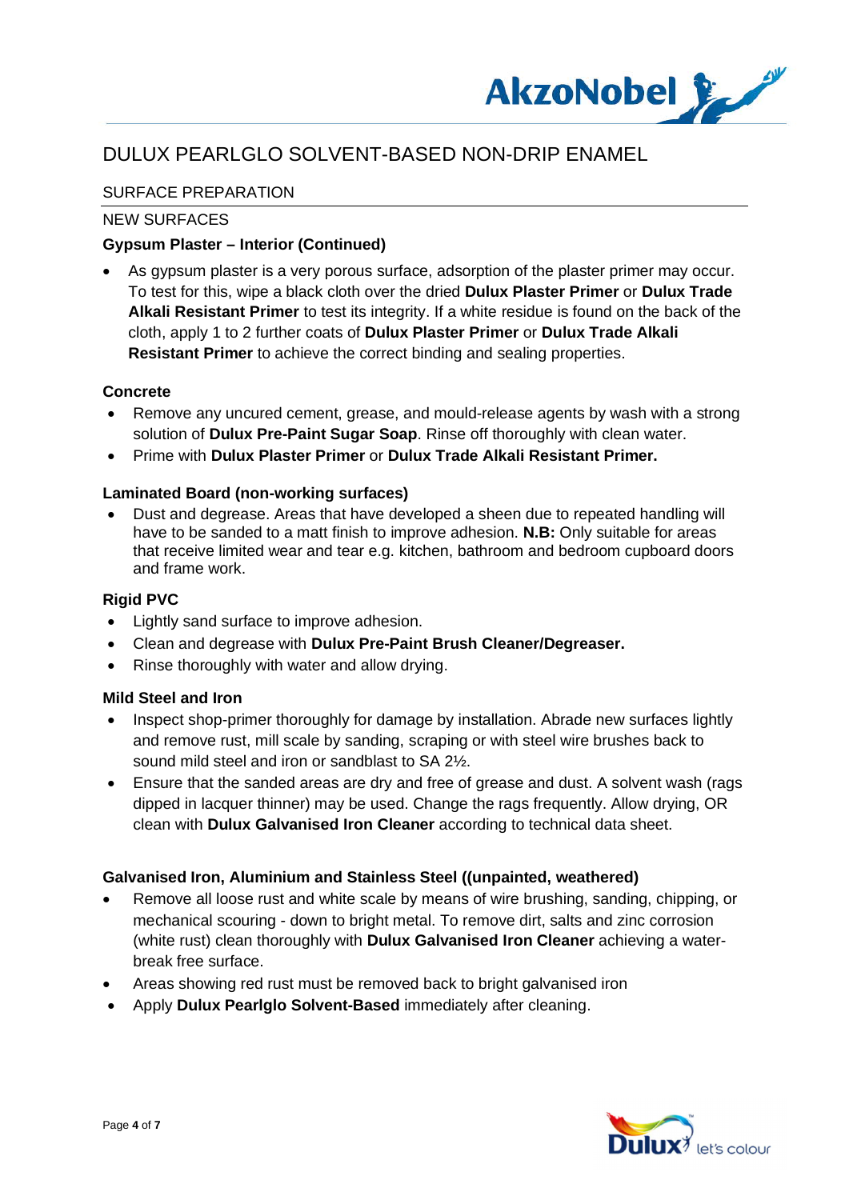# DULUX PEARLGLO SOLVENT-BASED NON-DRIP ENAMEL

## SURFACE PREPARATION

### NEW SURFACES

**Gypsum Plaster – Interior (Continued)**

- As gypsum plaster is a very porous surface, adsorption of the plaster primer may occur. To test for this, wipe a black cloth over the dried **Dulux Plaster Primer** or **Dulux Trade Alkali Resistant Primer** to test its integrity. If a white residue is found on the back of the cloth, apply 1 to 2 further coats of **Dulux Plaster Primer** or **Dulux Trade Alkali Resistant Primer** to achieve the correct binding and sealing properties.

**Concrete**

- Remove any uncured cement, grease, and mould-release agents by wash with a strong solution of **Dulux Pre-Paint Sugar Soap**. Rinse off thoroughly with clean water.
- Prime with **Dulux Plaster Primer** or **Dulux Trade Alkali Resistant Primer.**

**Laminated Board (non-working surfaces)**

- Dust and degrease. Areas that have developed a sheen due to repeated handling will have to be sanded to a matt finish to improve adhesion. **N.B:** Only suitable for areas that receive limited wear and tear e.g. kitchen, bathroom and bedroom cupboard doors and frame work.

**Rigid PVC**

- Lightly sand surface to improve adhesion.
- Clean and degrease with **Dulux Pre-Paint Brush Cleaner/Degreaser.**
- Rinse thoroughly with water and allow drying.

**Mild Steel and Iron**

- Inspect shop-primer thoroughly for damage by installation. Abrade new surfaces lightly and remove rust, mill scale by sanding, scraping or with steel wire brushes back to sound mild steel and iron or sandblast to SA 2½.
- Ensure that the sanded areas are dry and free of grease and dust. A solvent wash (rags dipped in lacquer thinner) may be used. Change the rags frequently. Allow drying, OR clean with **Dulux Galvanised Iron Cleaner** according to technical data sheet.

**Galvanised Iron, Aluminium and Stainless Steel ((unpainted, weathered)**

- Remove all loose rust and white scale by means of wire brushing, sanding, chipping, or mechanical scouring - down to bright metal. To remove dirt, salts and zinc corrosion (white rust) clean thoroughly with **Dulux Galvanised Iron Cleaner** achieving a water-break free surface.
- Areas showing red rust must be removed back to bright galvanised iron
- Apply **Dulux Pearlglo Solvent-Based** immediately after cleaning.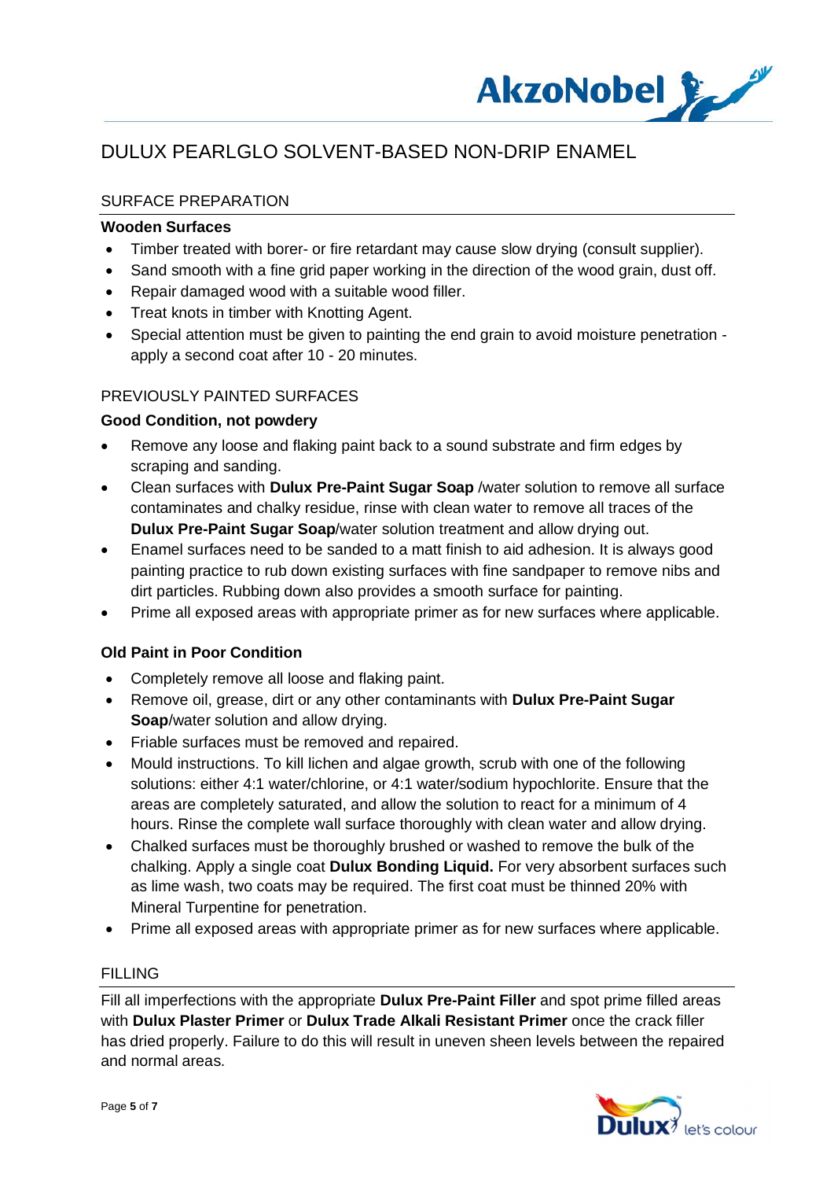# DULUX PEARLGLO SOLVENT-BASED NON-DRIP ENAMEL

## SURFACE PREPARATION

**Wooden Surfaces**

- Timber treated with borer- or fire retardant may cause slow drying (consult supplier).
- Sand smooth with a fine grid paper working in the direction of the wood grain, dust off.
- Repair damaged wood with a suitable wood filler.
- Treat knots in timber with Knotting Agent.
- Special attention must be given to painting the end grain to avoid moisture penetration - apply a second coat after 10 - 20 minutes.

## PREVIOUSLY PAINTED SURFACES

**Good Condition, not powdery**

- Remove any loose and flaking paint back to a sound substrate and firm edges by scraping and sanding.
- Clean surfaces with **Dulux Pre-Paint Sugar Soap** /water solution to remove all surface contaminates and chalky residue, rinse with clean water to remove all traces of the **Dulux Pre-Paint Sugar Soap**/water solution treatment and allow drying out.
- Enamel surfaces need to be sanded to a matt finish to aid adhesion. It is always good painting practice to rub down existing surfaces with fine sandpaper to remove nibs and dirt particles. Rubbing down also provides a smooth surface for painting.
- Prime all exposed areas with appropriate primer as for new surfaces where applicable.

**Old Paint in Poor Condition**

- Completely remove all loose and flaking paint.
- Remove oil, grease, dirt or any other contaminants with **Dulux Pre-Paint Sugar Soap**/water solution and allow drying.
- Friable surfaces must be removed and repaired.
- Mould instructions. To kill lichen and algae growth, scrub with one of the following solutions: either 4:1 water/chlorine, or 4:1 water/sodium hypochlorite. Ensure that the areas are completely saturated, and allow the solution to react for a minimum of 4 hours. Rinse the complete wall surface thoroughly with clean water and allow drying.
- Chalked surfaces must be thoroughly brushed or washed to remove the bulk of the chalking. Apply a single coat **Dulux Bonding Liquid.** For very absorbent surfaces such as lime wash, two coats may be required. The first coat must be thinned 20% with Mineral Turpentine for penetration.
- Prime all exposed areas with appropriate primer as for new surfaces where applicable.

## FILLING

Fill all imperfections with the appropriate **Dulux Pre-Paint Filler** and spot prime filled areas with **Dulux Plaster Primer** or **Dulux Trade Alkali Resistant Primer** once the crack filler has dried properly. Failure to do this will result in uneven sheen levels between the repaired and normal areas.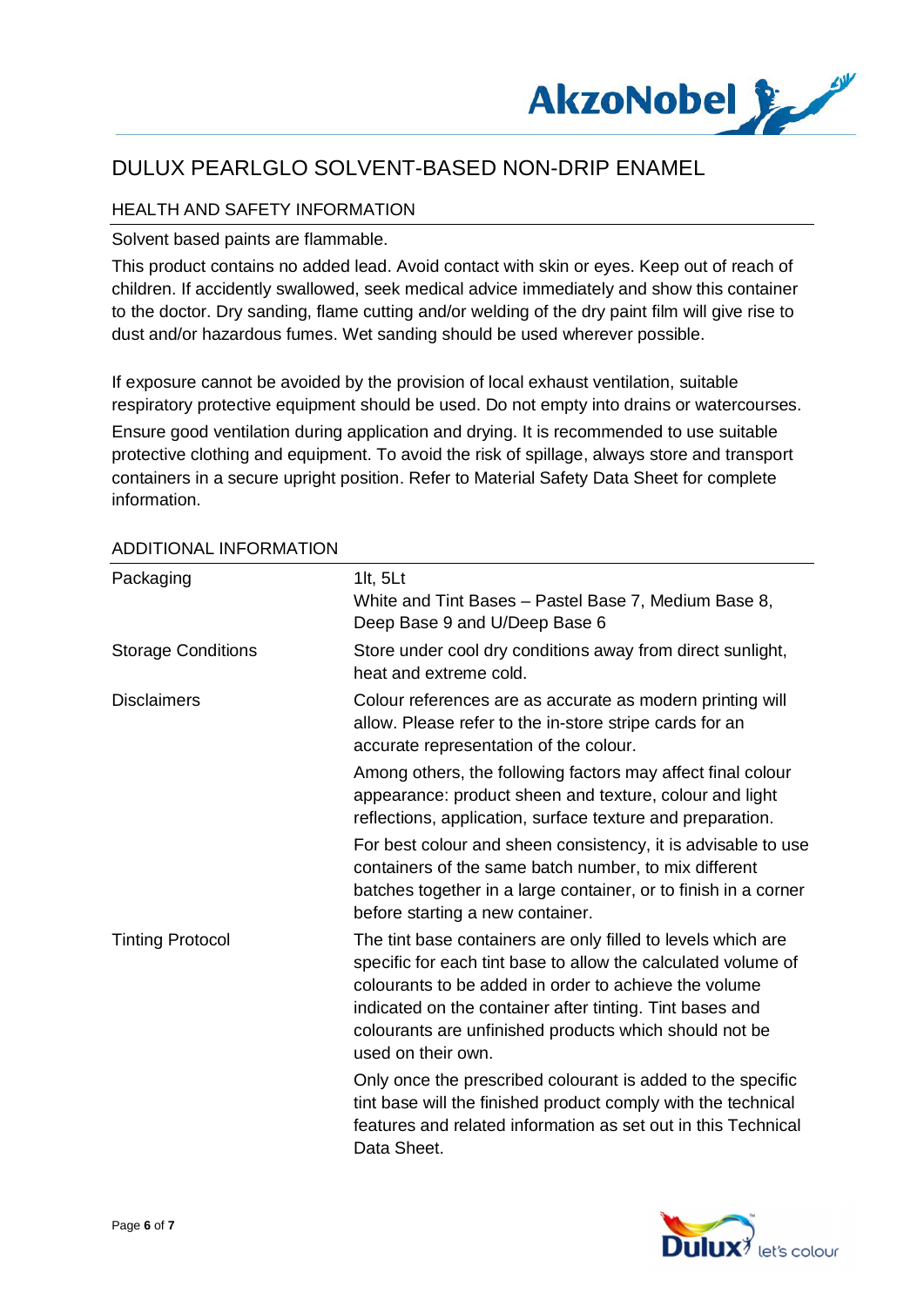# DULUX PEARLGLO SOLVENT-BASED NON-DRIP ENAMEL

## HEALTH AND SAFETY INFORMATION

Solvent based paints are flammable.

This product contains no added lead. Avoid contact with skin or eyes. Keep out of reach of children. If accidently swallowed, seek medical advice immediately and show this container to the doctor. Dry sanding, flame cutting and/or welding of the dry paint film will give rise to dust and/or hazardous fumes. Wet sanding should be used wherever possible.

If exposure cannot be avoided by the provision of local exhaust ventilation, suitable respiratory protective equipment should be used. Do not empty into drains or watercourses.

Ensure good ventilation during application and drying. It is recommended to use suitable protective clothing and equipment. To avoid the risk of spillage, always store and transport containers in a secure upright position. Refer to Material Safety Data Sheet for complete information.

## ADDITIONAL INFORMATION

| | |
|---|---|
| Packaging | 1lt, 5Lt<br>White and Tint Bases – Pastel Base 7, Medium Base 8, Deep Base 9 and U/Deep Base 6 |
| Storage Conditions | Store under cool dry conditions away from direct sunlight, heat and extreme cold. |
| Disclaimers | Colour references are as accurate as modern printing will allow. Please refer to the in-store stripe cards for an accurate representation of the colour.<br>Among others, the following factors may affect final colour appearance: product sheen and texture, colour and light reflections, application, surface texture and preparation.<br>For best colour and sheen consistency, it is advisable to use containers of the same batch number, to mix different batches together in a large container, or to finish in a corner before starting a new container. |
| Tinting Protocol | The tint base containers are only filled to levels which are specific for each tint base to allow the calculated volume of colourants to be added in order to achieve the volume indicated on the container after tinting. Tint bases and colourants are unfinished products which should not be used on their own.<br>Only once the prescribed colourant is added to the specific tint base will the finished product comply with the technical features and related information as set out in this Technical Data Sheet. |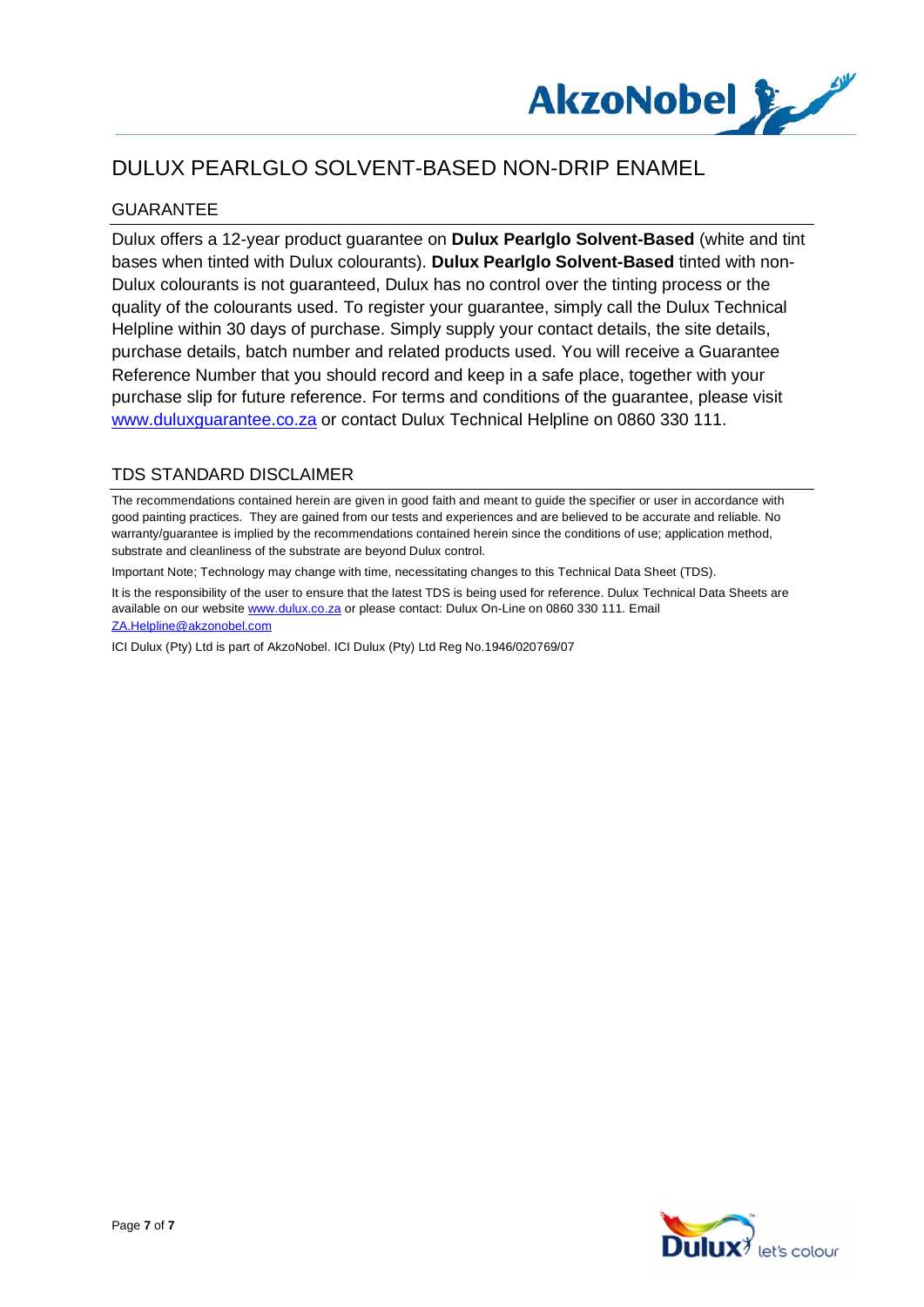# DULUX PEARLGLO SOLVENT-BASED NON-DRIP ENAMEL

## GUARANTEE

Dulux offers a 12-year product guarantee on **Dulux Pearlglo Solvent-Based** (white and tint bases when tinted with Dulux colourants). **Dulux Pearlglo Solvent-Based** tinted with non-Dulux colourants is not guaranteed, Dulux has no control over the tinting process or the quality of the colourants used. To register your guarantee, simply call the Dulux Technical Helpline within 30 days of purchase. Simply supply your contact details, the site details, purchase details, batch number and related products used. You will receive a Guarantee Reference Number that you should record and keep in a safe place, together with your purchase slip for future reference. For terms and conditions of the guarantee, please visit www.duluxguarantee.co.za or contact Dulux Technical Helpline on 0860 330 111.

## TDS STANDARD DISCLAIMER

The recommendations contained herein are given in good faith and meant to guide the specifier or user in accordance with good painting practices. They are gained from our tests and experiences and are believed to be accurate and reliable. No warranty/guarantee is implied by the recommendations contained herein since the conditions of use; application method, substrate and cleanliness of the substrate are beyond Dulux control.

Important Note; Technology may change with time, necessitating changes to this Technical Data Sheet (TDS).

It is the responsibility of the user to ensure that the latest TDS is being used for reference. Dulux Technical Data Sheets are available on our website www.dulux.co.za or please contact: Dulux On-Line on 0860 330 111. Email ZA.Helpline@akzonobel.com

ICI Dulux (Pty) Ltd is part of AkzoNobel. ICI Dulux (Pty) Ltd Reg No.1946/020769/07